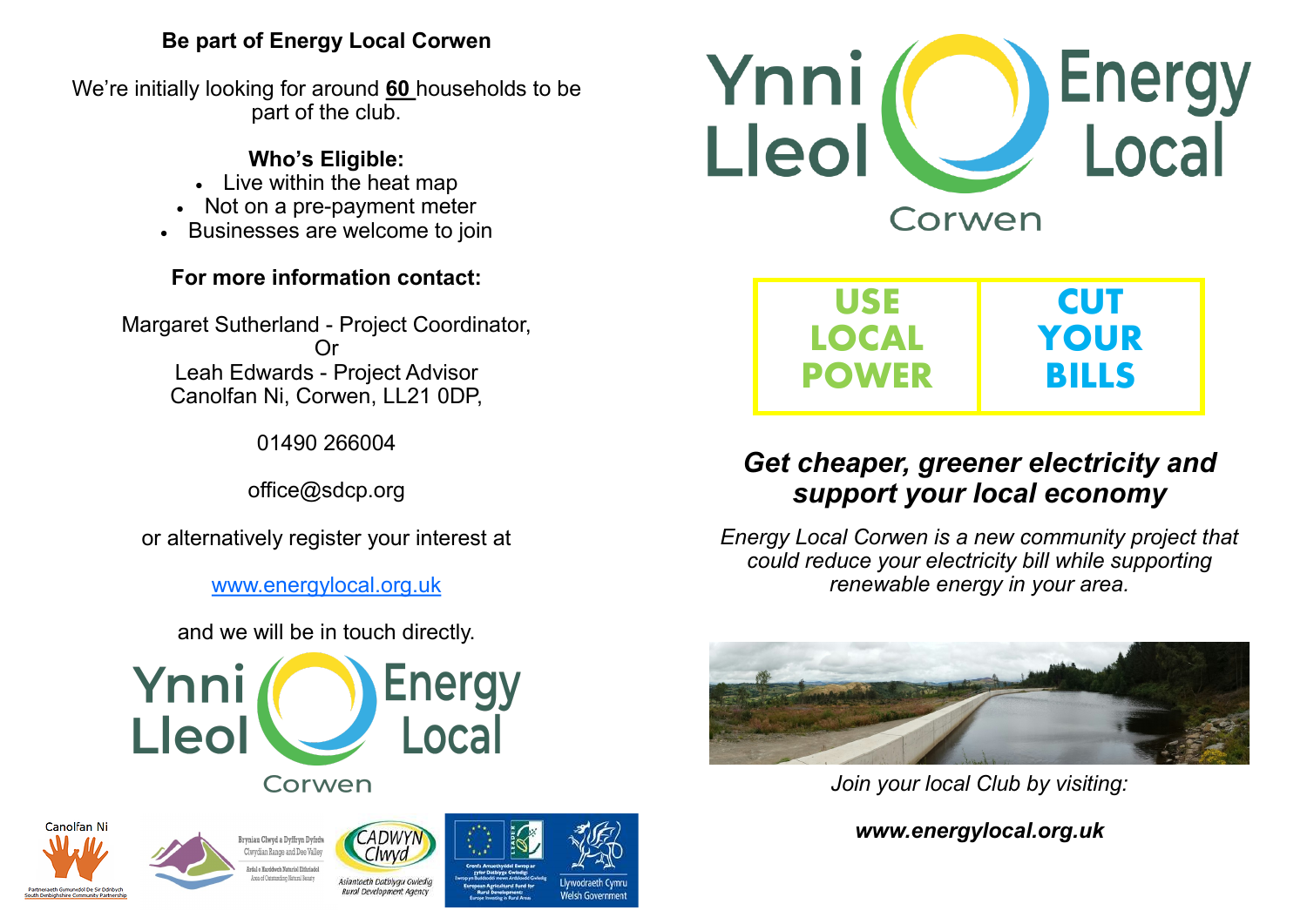**Be part of Energy Local Corwen**

We're initially looking for around **60** households to be part of the club.

**Who's Eligible:**

- Live within the heat map
- Not on a pre-payment meter
- Businesses are welcome to join

**For more information contact:**

Margaret Sutherland - Project Coordinator,
Or
Leah Edwards - Project Advisor
Canolfan Ni, Corwen, LL21 0DP,

01490 266004

office@sdcp.org

or alternatively register your interest at

www.energylocal.org.uk

and we will be in touch directly.

Ynni Lleol Energy Local Corwen

Canolfan Ni — Partneriaeth Gymunedol De Sir Ddinbych / South Denbighshire Community Partnership

Bryniau Clwyd a Dyffryn Dyfrdwy / Clwydian Range and Dee Valley — Ardal o Harddwch Naturiol Eithriadol / Area of Outstanding Natural Beauty

CADWYN Clwyd — Asiantaeth Datblygu Gwledig / Rural Development Agency

Cronfa Amaethyddol Ewrop ar gyfer Datblygu Gwledig: Ewrop yn Buddsoddi mewn Ardaloedd Gwledig / European Agricultural Fund for Rural Development: Europe Investing in Rural Areas

Llywodraeth Cymru / Welsh Government

# Ynni Lleol Energy Local Corwen

| USE LOCAL POWER | CUT YOUR BILLS |
|---|---|

## *Get cheaper, greener electricity and support your local economy*

*Energy Local Corwen is a new community project that could reduce your electricity bill while supporting renewable energy in your area.*

*Join your local Club by visiting:*

***www.energylocal.org.uk***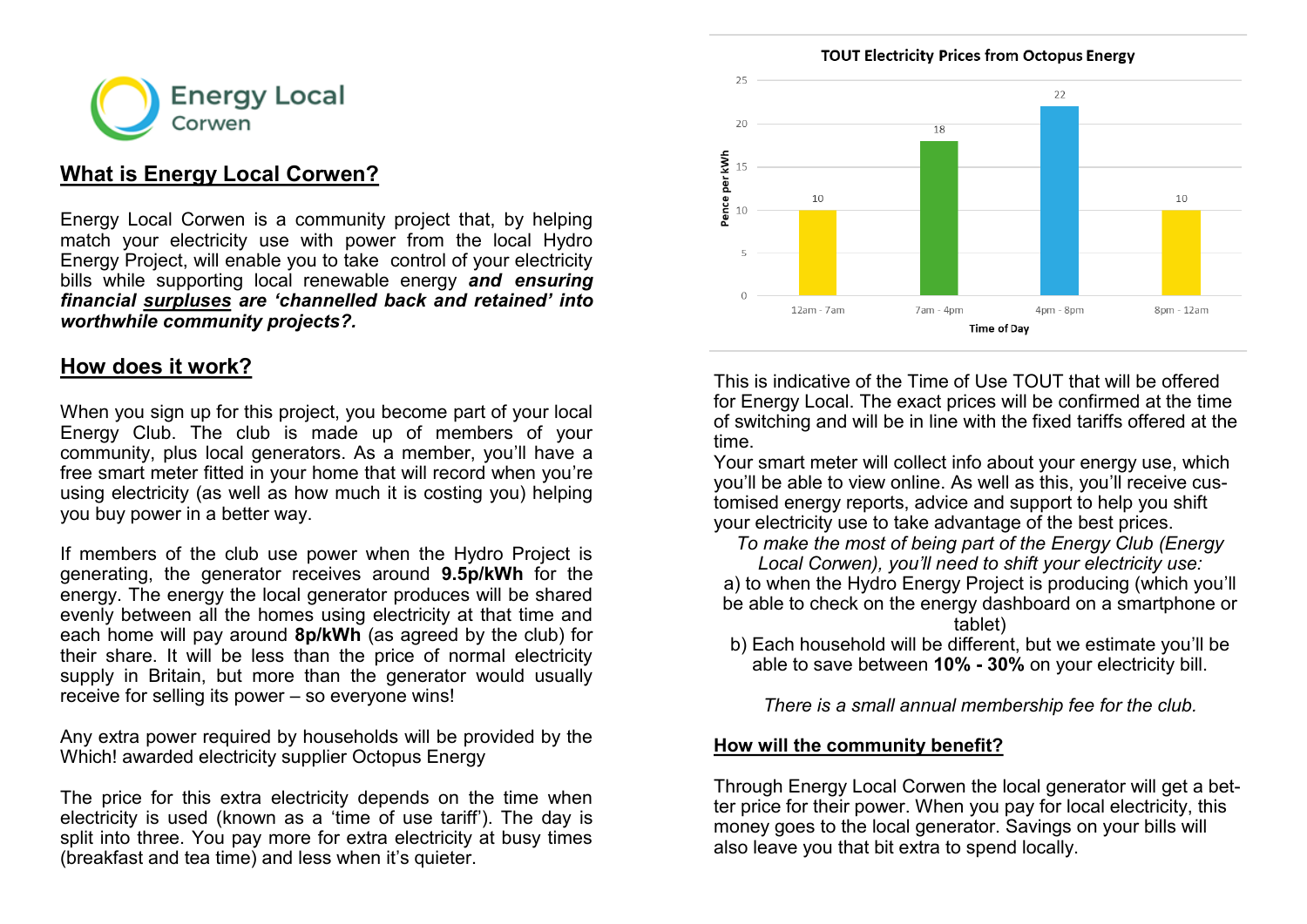Energy Local
Corwen

## What is Energy Local Corwen?

Energy Local Corwen is a community project that, by helping match your electricity use with power from the local Hydro Energy Project, will enable you to take control of your electricity bills while supporting local renewable energy ***and ensuring financial <u>surpluses</u> are 'channelled back and retained' into worthwhile community projects?.***

## How does it work?

When you sign up for this project, you become part of your local Energy Club. The club is made up of members of your community, plus local generators. As a member, you'll have a free smart meter fitted in your home that will record when you're using electricity (as well as how much it is costing you) helping you buy power in a better way.

If members of the club use power when the Hydro Project is generating, the generator receives around **9.5p/kWh** for the energy. The energy the local generator produces will be shared evenly between all the homes using electricity at that time and each home will pay around **8p/kWh** (as agreed by the club) for their share. It will be less than the price of normal electricity supply in Britain, but more than the generator would usually receive for selling its power – so everyone wins!

Any extra power required by households will be provided by the Which! awarded electricity supplier Octopus Energy

The price for this extra electricity depends on the time when electricity is used (known as a 'time of use tariff'). The day is split into three. You pay more for extra electricity at busy times (breakfast and tea time) and less when it's quieter.

TOUT Electricity Prices from Octopus Energy

Pence per kWh

25
20
15
10
5
0

10
18
22
10

12am - 7am
7am - 4pm
4pm - 8pm
8pm - 12am

Time of Day

This is indicative of the Time of Use TOUT that will be offered for Energy Local. The exact prices will be confirmed at the time of switching and will be in line with the fixed tariffs offered at the time.

Your smart meter will collect info about your energy use, which you'll be able to view online. As well as this, you'll receive customised energy reports, advice and support to help you shift your electricity use to take advantage of the best prices.

*To make the most of being part of the Energy Club (Energy Local Corwen), you'll need to shift your electricity use:*

a) to when the Hydro Energy Project is producing (which you'll be able to check on the energy dashboard on a smartphone or tablet)

b) Each household will be different, but we estimate you'll be able to save between **10% - 30%** on your electricity bill.

*There is a small annual membership fee for the club.*

## How will the community benefit?

Through Energy Local Corwen the local generator will get a better price for their power. When you pay for local electricity, this money goes to the local generator. Savings on your bills will also leave you that bit extra to spend locally.